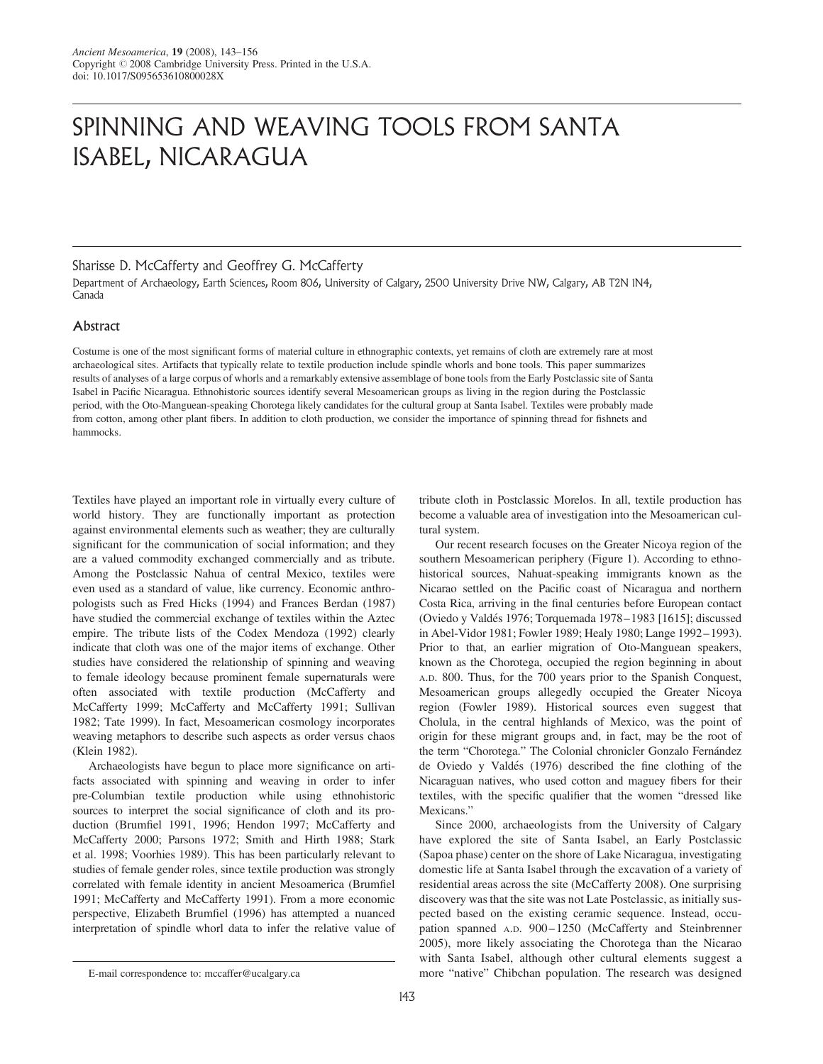# SPINNING AND WEAVING TOOLS FROM SANTA ISABEL, NICARAGUA

Sharisse D. McCafferty and Geoffrey G. McCafferty

Department of Archaeology, Earth Sciences, Room 806, University of Calgary, 2500 University Drive NW, Calgary, AB T2N IN4, Canada

## Abstract

Costume is one of the most significant forms of material culture in ethnographic contexts, yet remains of cloth are extremely rare at most archaeological sites. Artifacts that typically relate to textile production include spindle whorls and bone tools. This paper summarizes results of analyses of a large corpus of whorls and a remarkably extensive assemblage of bone tools from the Early Postclassic site of Santa Isabel in Pacific Nicaragua. Ethnohistoric sources identify several Mesoamerican groups as living in the region during the Postclassic period, with the Oto-Manguean-speaking Chorotega likely candidates for the cultural group at Santa Isabel. Textiles were probably made from cotton, among other plant fibers. In addition to cloth production, we consider the importance of spinning thread for fishnets and hammocks.

Textiles have played an important role in virtually every culture of world history. They are functionally important as protection against environmental elements such as weather; they are culturally significant for the communication of social information; and they are a valued commodity exchanged commercially and as tribute. Among the Postclassic Nahua of central Mexico, textiles were even used as a standard of value, like currency. Economic anthropologists such as Fred Hicks (1994) and Frances Berdan (1987) have studied the commercial exchange of textiles within the Aztec empire. The tribute lists of the Codex Mendoza (1992) clearly indicate that cloth was one of the major items of exchange. Other studies have considered the relationship of spinning and weaving to female ideology because prominent female supernaturals were often associated with textile production (McCafferty and McCafferty 1999; McCafferty and McCafferty 1991; Sullivan 1982; Tate 1999). In fact, Mesoamerican cosmology incorporates weaving metaphors to describe such aspects as order versus chaos (Klein 1982).

Archaeologists have begun to place more significance on artifacts associated with spinning and weaving in order to infer pre-Columbian textile production while using ethnohistoric sources to interpret the social significance of cloth and its production (Brumfiel 1991, 1996; Hendon 1997; McCafferty and McCafferty 2000; Parsons 1972; Smith and Hirth 1988; Stark et al. 1998; Voorhies 1989). This has been particularly relevant to studies of female gender roles, since textile production was strongly correlated with female identity in ancient Mesoamerica (Brumfiel 1991; McCafferty and McCafferty 1991). From a more economic perspective, Elizabeth Brumfiel (1996) has attempted a nuanced interpretation of spindle whorl data to infer the relative value of tribute cloth in Postclassic Morelos. In all, textile production has become a valuable area of investigation into the Mesoamerican cultural system.

Our recent research focuses on the Greater Nicoya region of the southern Mesoamerican periphery (Figure 1). According to ethnohistorical sources, Nahuat-speaking immigrants known as the Nicarao settled on the Pacific coast of Nicaragua and northern Costa Rica, arriving in the final centuries before European contact (Oviedo y Valdés 1976; Torquemada 1978–1983 [1615]; discussed in Abel-Vidor 1981; Fowler 1989; Healy 1980; Lange 1992–1993). Prior to that, an earlier migration of Oto-Manguean speakers, known as the Chorotega, occupied the region beginning in about A.D. 800. Thus, for the 700 years prior to the Spanish Conquest, Mesoamerican groups allegedly occupied the Greater Nicoya region (Fowler 1989). Historical sources even suggest that Cholula, in the central highlands of Mexico, was the point of origin for these migrant groups and, in fact, may be the root of the term "Chorotega." The Colonial chronicler Gonzalo Fernández de Oviedo y Valdés (1976) described the fine clothing of the Nicaraguan natives, who used cotton and maguey fibers for their textiles, with the specific qualifier that the women "dressed like Mexicans."

Since 2000, archaeologists from the University of Calgary have explored the site of Santa Isabel, an Early Postclassic (Sapoa phase) center on the shore of Lake Nicaragua, investigating domestic life at Santa Isabel through the excavation of a variety of residential areas across the site (McCafferty 2008). One surprising discovery was that the site was not Late Postclassic, as initially suspected based on the existing ceramic sequence. Instead, occupation spanned A.D. 900–1250 (McCafferty and Steinbrenner 2005), more likely associating the Chorotega than the Nicarao with Santa Isabel, although other cultural elements suggest a more "native" Chibchan population. The research was designed

E-mail correspondence to: mccaffer@ucalgary.ca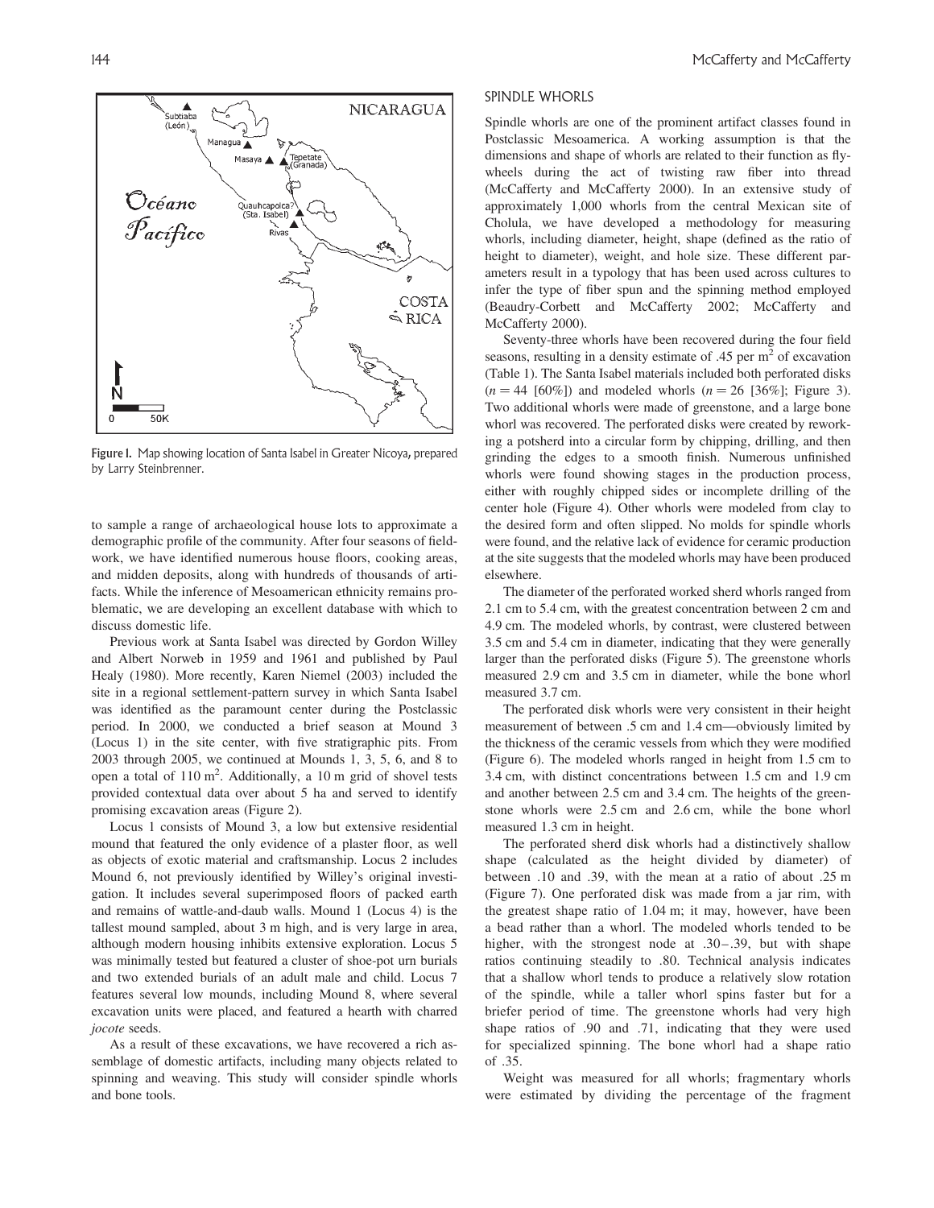Figure 1. Map showing location of Santa Isabel in Greater Nicoya, prepared by Larry Steinbrenner.

to sample a range of archaeological house lots to approximate a demographic profile of the community. After four seasons of fieldwork, we have identified numerous house floors, cooking areas, and midden deposits, along with hundreds of thousands of artifacts. While the inference of Mesoamerican ethnicity remains problematic, we are developing an excellent database with which to discuss domestic life.

Previous work at Santa Isabel was directed by Gordon Willey and Albert Norweb in 1959 and 1961 and published by Paul Healy (1980). More recently, Karen Niemel (2003) included the site in a regional settlement-pattern survey in which Santa Isabel was identified as the paramount center during the Postclassic period. In 2000, we conducted a brief season at Mound 3 (Locus 1) in the site center, with five stratigraphic pits. From 2003 through 2005, we continued at Mounds 1, 3, 5, 6, and 8 to open a total of 110 m$^2$. Additionally, a 10 m grid of shovel tests provided contextual data over about 5 ha and served to identify promising excavation areas (Figure 2).

Locus 1 consists of Mound 3, a low but extensive residential mound that featured the only evidence of a plaster floor, as well as objects of exotic material and craftsmanship. Locus 2 includes Mound 6, not previously identified by Willey's original investigation. It includes several superimposed floors of packed earth and remains of wattle-and-daub walls. Mound 1 (Locus 4) is the tallest mound sampled, about 3 m high, and is very large in area, although modern housing inhibits extensive exploration. Locus 5 was minimally tested but featured a cluster of shoe-pot urn burials and two extended burials of an adult male and child. Locus 7 features several low mounds, including Mound 8, where several excavation units were placed, and featured a hearth with charred *jocote* seeds.

As a result of these excavations, we have recovered a rich assemblage of domestic artifacts, including many objects related to spinning and weaving. This study will consider spindle whorls and bone tools.

## SPINDLE WHORLS

Spindle whorls are one of the prominent artifact classes found in Postclassic Mesoamerica. A working assumption is that the dimensions and shape of whorls are related to their function as flywheels during the act of twisting raw fiber into thread (McCafferty and McCafferty 2000). In an extensive study of approximately 1,000 whorls from the central Mexican site of Cholula, we have developed a methodology for measuring whorls, including diameter, height, shape (defined as the ratio of height to diameter), weight, and hole size. These different parameters result in a typology that has been used across cultures to infer the type of fiber spun and the spinning method employed (Beaudry-Corbett and McCafferty 2002; McCafferty and McCafferty 2000).

Seventy-three whorls have been recovered during the four field seasons, resulting in a density estimate of .45 per m$^2$ of excavation (Table 1). The Santa Isabel materials included both perforated disks ($n = 44$ [60%]) and modeled whorls ($n = 26$ [36%]; Figure 3). Two additional whorls were made of greenstone, and a large bone whorl was recovered. The perforated disks were created by reworking a potsherd into a circular form by chipping, drilling, and then grinding the edges to a smooth finish. Numerous unfinished whorls were found showing stages in the production process, either with roughly chipped sides or incomplete drilling of the center hole (Figure 4). Other whorls were modeled from clay to the desired form and often slipped. No molds for spindle whorls were found, and the relative lack of evidence for ceramic production at the site suggests that the modeled whorls may have been produced elsewhere.

The diameter of the perforated worked sherd whorls ranged from 2.1 cm to 5.4 cm, with the greatest concentration between 2 cm and 4.9 cm. The modeled whorls, by contrast, were clustered between 3.5 cm and 5.4 cm in diameter, indicating that they were generally larger than the perforated disks (Figure 5). The greenstone whorls measured 2.9 cm and 3.5 cm in diameter, while the bone whorl measured 3.7 cm.

The perforated disk whorls were very consistent in their height measurement of between .5 cm and 1.4 cm—obviously limited by the thickness of the ceramic vessels from which they were modified (Figure 6). The modeled whorls ranged in height from 1.5 cm to 3.4 cm, with distinct concentrations between 1.5 cm and 1.9 cm and another between 2.5 cm and 3.4 cm. The heights of the greenstone whorls were 2.5 cm and 2.6 cm, while the bone whorl measured 1.3 cm in height.

The perforated sherd disk whorls had a distinctively shallow shape (calculated as the height divided by diameter) of between .10 and .39, with the mean at a ratio of about .25 m (Figure 7). One perforated disk was made from a jar rim, with the greatest shape ratio of 1.04 m; it may, however, have been a bead rather than a whorl. The modeled whorls tended to be higher, with the strongest node at .30–.39, but with shape ratios continuing steadily to .80. Technical analysis indicates that a shallow whorl tends to produce a relatively slow rotation of the spindle, while a taller whorl spins faster but for a briefer period of time. The greenstone whorls had very high shape ratios of .90 and .71, indicating that they were used for specialized spinning. The bone whorl had a shape ratio of .35.

Weight was measured for all whorls; fragmentary whorls were estimated by dividing the percentage of the fragment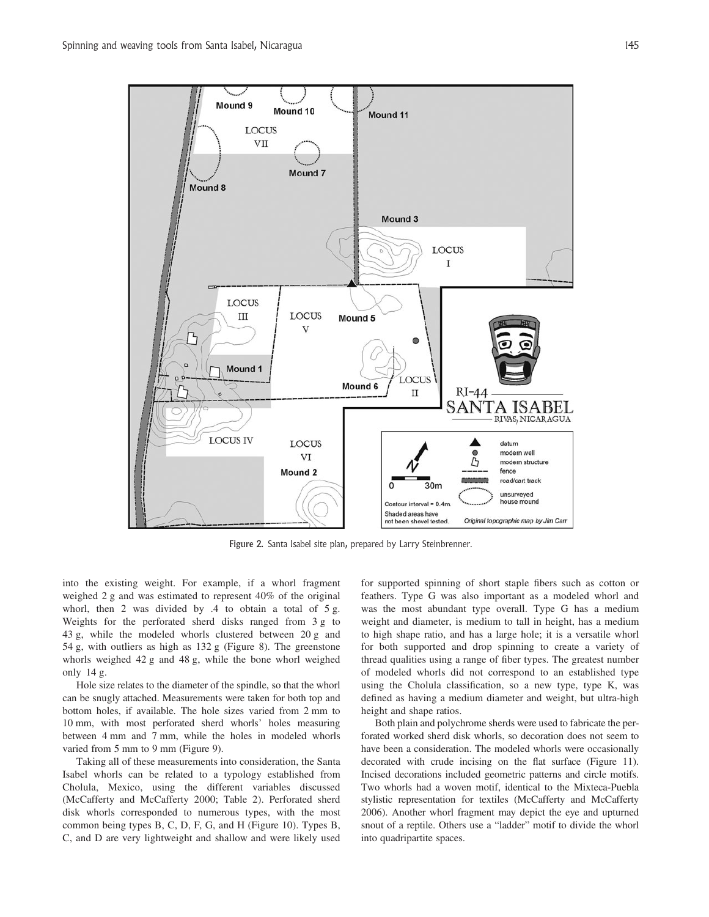Figure 2. Santa Isabel site plan, prepared by Larry Steinbrenner.

into the existing weight. For example, if a whorl fragment weighed 2 g and was estimated to represent 40% of the original whorl, then 2 was divided by .4 to obtain a total of 5 g. Weights for the perforated sherd disks ranged from 3 g to 43 g, while the modeled whorls clustered between 20 g and 54 g, with outliers as high as 132 g (Figure 8). The greenstone whorls weighed 42 g and 48 g, while the bone whorl weighed only 14 g.

Hole size relates to the diameter of the spindle, so that the whorl can be snugly attached. Measurements were taken for both top and bottom holes, if available. The hole sizes varied from 2 mm to 10 mm, with most perforated sherd whorls' holes measuring between 4 mm and 7 mm, while the holes in modeled whorls varied from 5 mm to 9 mm (Figure 9).

Taking all of these measurements into consideration, the Santa Isabel whorls can be related to a typology established from Cholula, Mexico, using the different variables discussed (McCafferty and McCafferty 2000; Table 2). Perforated sherd disk whorls corresponded to numerous types, with the most common being types B, C, D, F, G, and H (Figure 10). Types B, C, and D are very lightweight and shallow and were likely used for supported spinning of short staple fibers such as cotton or feathers. Type G was also important as a modeled whorl and was the most abundant type overall. Type G has a medium weight and diameter, is medium to tall in height, has a medium to high shape ratio, and has a large hole; it is a versatile whorl for both supported and drop spinning to create a variety of thread qualities using a range of fiber types. The greatest number of modeled whorls did not correspond to an established type using the Cholula classification, so a new type, type K, was defined as having a medium diameter and weight, but ultra-high height and shape ratios.

Both plain and polychrome sherds were used to fabricate the perforated worked sherd disk whorls, so decoration does not seem to have been a consideration. The modeled whorls were occasionally decorated with crude incising on the flat surface (Figure 11). Incised decorations included geometric patterns and circle motifs. Two whorls had a woven motif, identical to the Mixteca-Puebla stylistic representation for textiles (McCafferty and McCafferty 2006). Another whorl fragment may depict the eye and upturned snout of a reptile. Others use a "ladder" motif to divide the whorl into quadripartite spaces.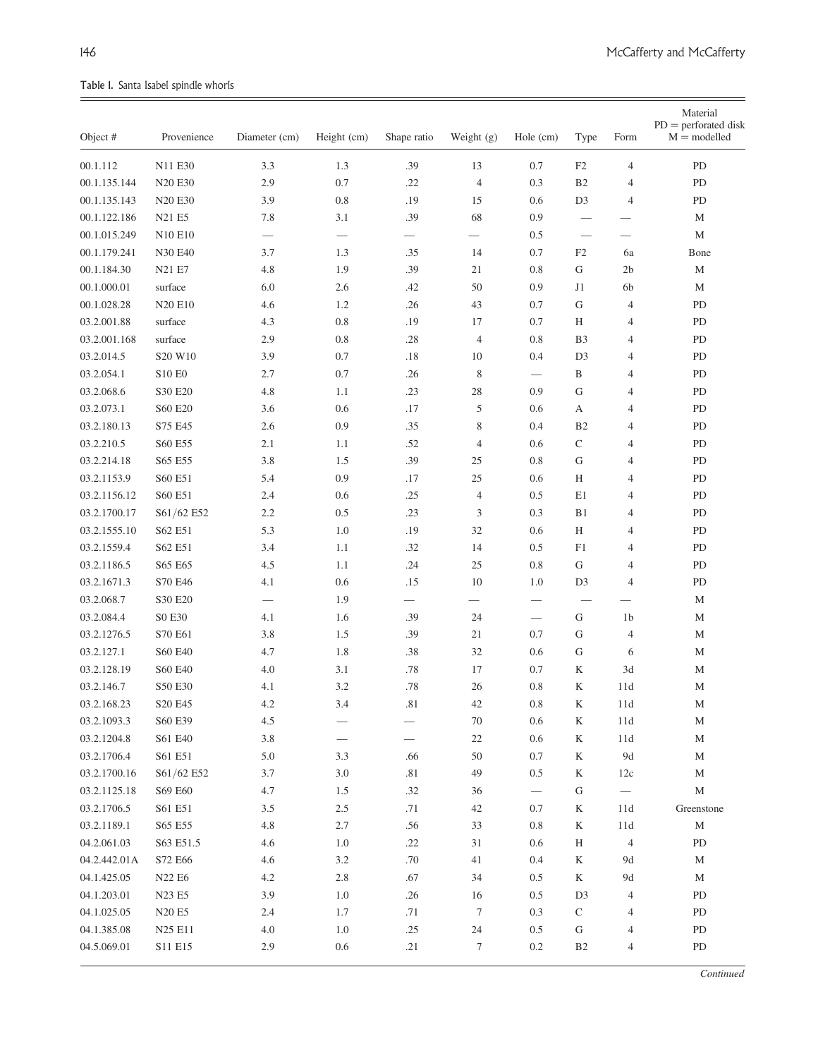**Table 1.** Santa Isabel spindle whorls

| Object # | Provenience | Diameter (cm) | Height (cm) | Shape ratio | Weight (g) | Hole (cm) | Type | Form | Material PD = perforated disk M = modelled |
|---|---|---|---|---|---|---|---|---|---|
| 00.1.112 | N11 E30 | 3.3 | 1.3 | .39 | 13 | 0.7 | F2 | 4 | PD |
| 00.1.135.144 | N20 E30 | 2.9 | 0.7 | .22 | 4 | 0.3 | B2 | 4 | PD |
| 00.1.135.143 | N20 E30 | 3.9 | 0.8 | .19 | 15 | 0.6 | D3 | 4 | PD |
| 00.1.122.186 | N21 E5 | 7.8 | 3.1 | .39 | 68 | 0.9 | — | — | M |
| 00.1.015.249 | N10 E10 | — | — | — | — | 0.5 | — | — | M |
| 00.1.179.241 | N30 E40 | 3.7 | 1.3 | .35 | 14 | 0.7 | F2 | 6a | Bone |
| 00.1.184.30 | N21 E7 | 4.8 | 1.9 | .39 | 21 | 0.8 | G | 2b | M |
| 00.1.000.01 | surface | 6.0 | 2.6 | .42 | 50 | 0.9 | J1 | 6b | M |
| 00.1.028.28 | N20 E10 | 4.6 | 1.2 | .26 | 43 | 0.7 | G | 4 | PD |
| 03.2.001.88 | surface | 4.3 | 0.8 | .19 | 17 | 0.7 | H | 4 | PD |
| 03.2.001.168 | surface | 2.9 | 0.8 | .28 | 4 | 0.8 | B3 | 4 | PD |
| 03.2.014.5 | S20 W10 | 3.9 | 0.7 | .18 | 10 | 0.4 | D3 | 4 | PD |
| 03.2.054.1 | S10 E0 | 2.7 | 0.7 | .26 | 8 | — | B | 4 | PD |
| 03.2.068.6 | S30 E20 | 4.8 | 1.1 | .23 | 28 | 0.9 | G | 4 | PD |
| 03.2.073.1 | S60 E20 | 3.6 | 0.6 | .17 | 5 | 0.6 | A | 4 | PD |
| 03.2.180.13 | S75 E45 | 2.6 | 0.9 | .35 | 8 | 0.4 | B2 | 4 | PD |
| 03.2.210.5 | S60 E55 | 2.1 | 1.1 | .52 | 4 | 0.6 | C | 4 | PD |
| 03.2.214.18 | S65 E55 | 3.8 | 1.5 | .39 | 25 | 0.8 | G | 4 | PD |
| 03.2.1153.9 | S60 E51 | 5.4 | 0.9 | .17 | 25 | 0.6 | H | 4 | PD |
| 03.2.1156.12 | S60 E51 | 2.4 | 0.6 | .25 | 4 | 0.5 | E1 | 4 | PD |
| 03.2.1700.17 | S61/62 E52 | 2.2 | 0.5 | .23 | 3 | 0.3 | B1 | 4 | PD |
| 03.2.1555.10 | S62 E51 | 5.3 | 1.0 | .19 | 32 | 0.6 | H | 4 | PD |
| 03.2.1559.4 | S62 E51 | 3.4 | 1.1 | .32 | 14 | 0.5 | F1 | 4 | PD |
| 03.2.1186.5 | S65 E65 | 4.5 | 1.1 | .24 | 25 | 0.8 | G | 4 | PD |
| 03.2.1671.3 | S70 E46 | 4.1 | 0.6 | .15 | 10 | 1.0 | D3 | 4 | PD |
| 03.2.068.7 | S30 E20 | — | 1.9 | — | — | — | — | — | M |
| 03.2.084.4 | S0 E30 | 4.1 | 1.6 | .39 | 24 | — | G | 1b | M |
| 03.2.1276.5 | S70 E61 | 3.8 | 1.5 | .39 | 21 | 0.7 | G | 4 | M |
| 03.2.127.1 | S60 E40 | 4.7 | 1.8 | .38 | 32 | 0.6 | G | 6 | M |
| 03.2.128.19 | S60 E40 | 4.0 | 3.1 | .78 | 17 | 0.7 | K | 3d | M |
| 03.2.146.7 | S50 E30 | 4.1 | 3.2 | .78 | 26 | 0.8 | K | 11d | M |
| 03.2.168.23 | S20 E45 | 4.2 | 3.4 | .81 | 42 | 0.8 | K | 11d | M |
| 03.2.1093.3 | S60 E39 | 4.5 | — | — | 70 | 0.6 | K | 11d | M |
| 03.2.1204.8 | S61 E40 | 3.8 | — | — | 22 | 0.6 | K | 11d | M |
| 03.2.1706.4 | S61 E51 | 5.0 | 3.3 | .66 | 50 | 0.7 | K | 9d | M |
| 03.2.1700.16 | S61/62 E52 | 3.7 | 3.0 | .81 | 49 | 0.5 | K | 12c | M |
| 03.2.1125.18 | S69 E60 | 4.7 | 1.5 | .32 | 36 | — | G | — | M |
| 03.2.1706.5 | S61 E51 | 3.5 | 2.5 | .71 | 42 | 0.7 | K | 11d | Greenstone |
| 03.2.1189.1 | S65 E55 | 4.8 | 2.7 | .56 | 33 | 0.8 | K | 11d | M |
| 04.2.061.03 | S63 E51.5 | 4.6 | 1.0 | .22 | 31 | 0.6 | H | 4 | PD |
| 04.2.442.01A | S72 E66 | 4.6 | 3.2 | .70 | 41 | 0.4 | K | 9d | M |
| 04.1.425.05 | N22 E6 | 4.2 | 2.8 | .67 | 34 | 0.5 | K | 9d | M |
| 04.1.203.01 | N23 E5 | 3.9 | 1.0 | .26 | 16 | 0.5 | D3 | 4 | PD |
| 04.1.025.05 | N20 E5 | 2.4 | 1.7 | .71 | 7 | 0.3 | C | 4 | PD |
| 04.1.385.08 | N25 E11 | 4.0 | 1.0 | .25 | 24 | 0.5 | G | 4 | PD |
| 04.5.069.01 | S11 E15 | 2.9 | 0.6 | .21 | 7 | 0.2 | B2 | 4 | PD |

*Continued*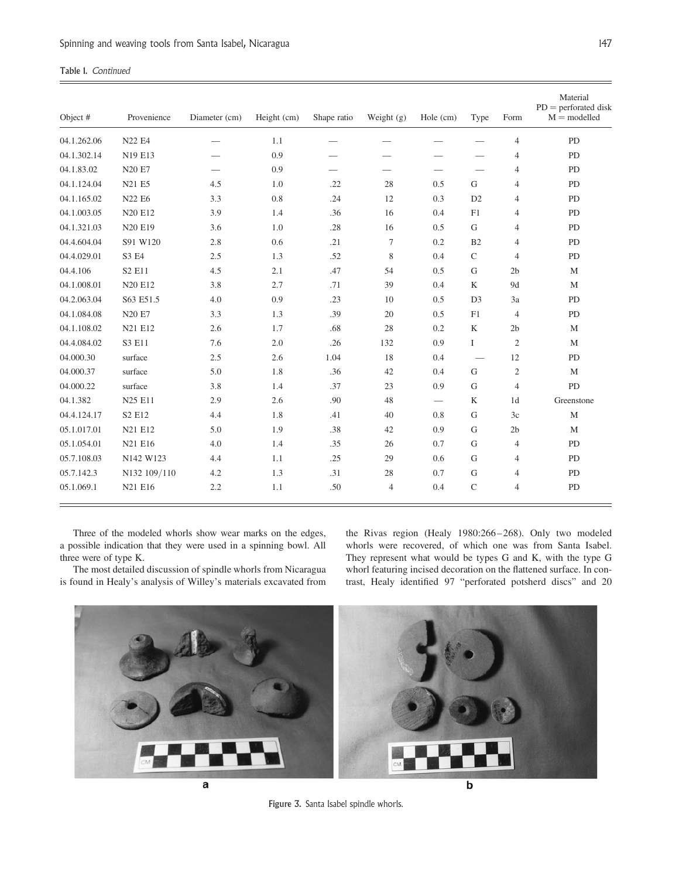Table I. *Continued*

| Object # | Provenience | Diameter (cm) | Height (cm) | Shape ratio | Weight (g) | Hole (cm) | Type | Form | Material PD = perforated disk M = modelled |
|---|---|---|---|---|---|---|---|---|---|
| 04.1.262.06 | N22 E4 | — | 1.1 | — | — | — | — | 4 | PD |
| 04.1.302.14 | N19 E13 | — | 0.9 | — | — | — | — | 4 | PD |
| 04.1.83.02 | N20 E7 | — | 0.9 | — | — | — | — | 4 | PD |
| 04.1.124.04 | N21 E5 | 4.5 | 1.0 | .22 | 28 | 0.5 | G | 4 | PD |
| 04.1.165.02 | N22 E6 | 3.3 | 0.8 | .24 | 12 | 0.3 | D2 | 4 | PD |
| 04.1.003.05 | N20 E12 | 3.9 | 1.4 | .36 | 16 | 0.4 | F1 | 4 | PD |
| 04.1.321.03 | N20 E19 | 3.6 | 1.0 | .28 | 16 | 0.5 | G | 4 | PD |
| 04.4.604.04 | S91 W120 | 2.8 | 0.6 | .21 | 7 | 0.2 | B2 | 4 | PD |
| 04.4.029.01 | S3 E4 | 2.5 | 1.3 | .52 | 8 | 0.4 | C | 4 | PD |
| 04.4.106 | S2 E11 | 4.5 | 2.1 | .47 | 54 | 0.5 | G | 2b | M |
| 04.1.008.01 | N20 E12 | 3.8 | 2.7 | .71 | 39 | 0.4 | K | 9d | M |
| 04.2.063.04 | S63 E51.5 | 4.0 | 0.9 | .23 | 10 | 0.5 | D3 | 3a | PD |
| 04.1.084.08 | N20 E7 | 3.3 | 1.3 | .39 | 20 | 0.5 | F1 | 4 | PD |
| 04.1.108.02 | N21 E12 | 2.6 | 1.7 | .68 | 28 | 0.2 | K | 2b | M |
| 04.4.084.02 | S3 E11 | 7.6 | 2.0 | .26 | 132 | 0.9 | I | 2 | M |
| 04.000.30 | surface | 2.5 | 2.6 | 1.04 | 18 | 0.4 | — | 12 | PD |
| 04.000.37 | surface | 5.0 | 1.8 | .36 | 42 | 0.4 | G | 2 | M |
| 04.000.22 | surface | 3.8 | 1.4 | .37 | 23 | 0.9 | G | 4 | PD |
| 04.1.382 | N25 E11 | 2.9 | 2.6 | .90 | 48 | — | K | 1d | Greenstone |
| 04.4.124.17 | S2 E12 | 4.4 | 1.8 | .41 | 40 | 0.8 | G | 3c | M |
| 05.1.017.01 | N21 E12 | 5.0 | 1.9 | .38 | 42 | 0.9 | G | 2b | M |
| 05.1.054.01 | N21 E16 | 4.0 | 1.4 | .35 | 26 | 0.7 | G | 4 | PD |
| 05.7.108.03 | N142 W123 | 4.4 | 1.1 | .25 | 29 | 0.6 | G | 4 | PD |
| 05.7.142.3 | N132 109/110 | 4.2 | 1.3 | .31 | 28 | 0.7 | G | 4 | PD |
| 05.1.069.1 | N21 E16 | 2.2 | 1.1 | .50 | 4 | 0.4 | C | 4 | PD |

Three of the modeled whorls show wear marks on the edges, a possible indication that they were used in a spinning bowl. All three were of type K.

The most detailed discussion of spindle whorls from Nicaragua is found in Healy's analysis of Willey's materials excavated from the Rivas region (Healy 1980:266–268). Only two modeled whorls were recovered, of which one was from Santa Isabel. They represent what would be types G and K, with the type G whorl featuring incised decoration on the flattened surface. In contrast, Healy identified 97 "perforated potsherd discs" and 20

Figure 3. Santa Isabel spindle whorls.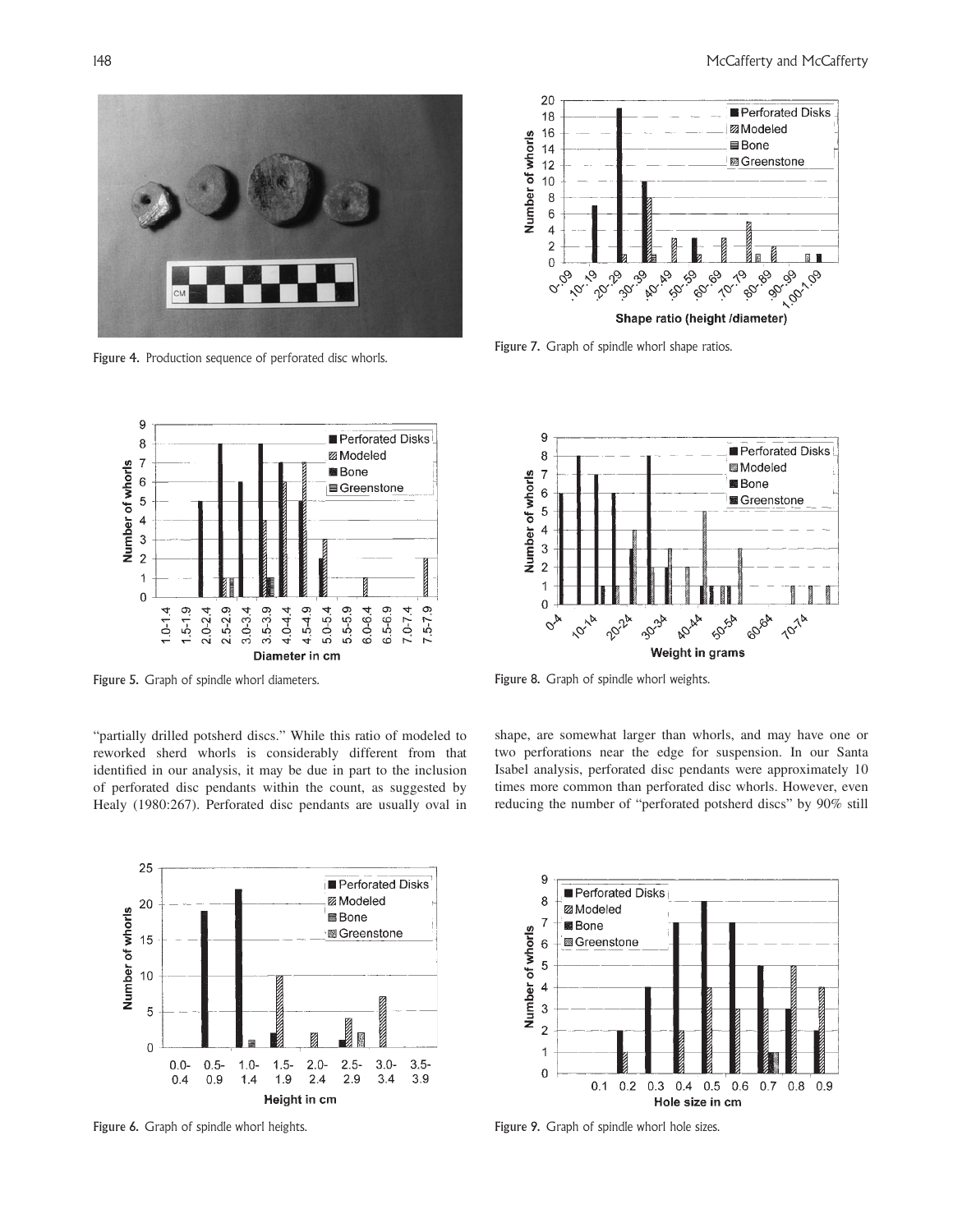Figure 4. Production sequence of perforated disc whorls.

Figure 7. Graph of spindle whorl shape ratios.

Figure 5. Graph of spindle whorl diameters.

Figure 8. Graph of spindle whorl weights.

"partially drilled potsherd discs." While this ratio of modeled to reworked sherd whorls is considerably different from that identified in our analysis, it may be due in part to the inclusion of perforated disc pendants within the count, as suggested by Healy (1980:267). Perforated disc pendants are usually oval in shape, are somewhat larger than whorls, and may have one or two perforations near the edge for suspension. In our Santa Isabel analysis, perforated disc pendants were approximately 10 times more common than perforated disc whorls. However, even reducing the number of "perforated potsherd discs" by 90% still

Figure 6. Graph of spindle whorl heights.

Figure 9. Graph of spindle whorl hole sizes.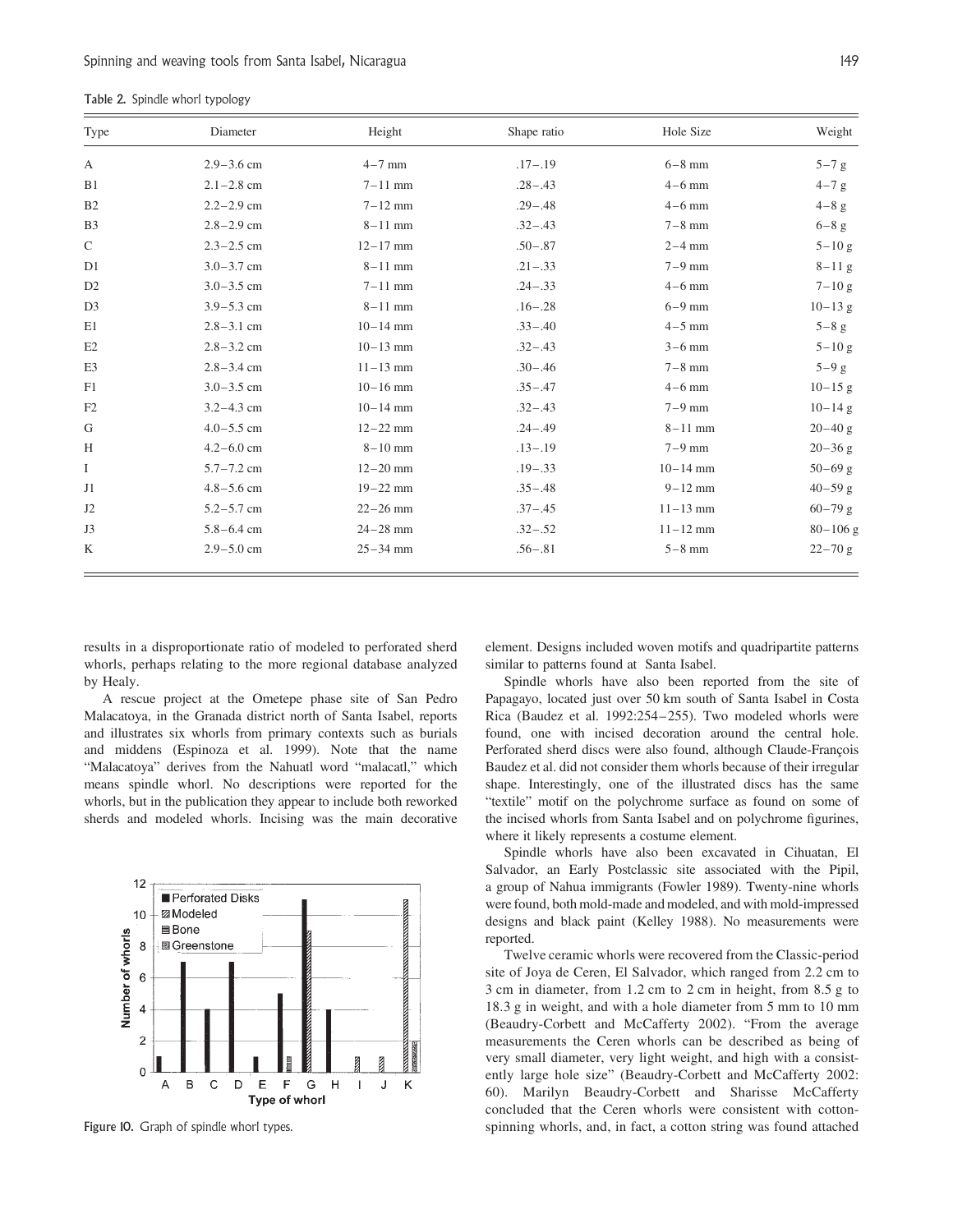Table 2. Spindle whorl typology

| Type | Diameter | Height | Shape ratio | Hole Size | Weight |
|---|---|---|---|---|---|
| A | 2.9–3.6 cm | 4–7 mm | .17–.19 | 6–8 mm | 5–7 g |
| B1 | 2.1–2.8 cm | 7–11 mm | .28–.43 | 4–6 mm | 4–7 g |
| B2 | 2.2–2.9 cm | 7–12 mm | .29–.48 | 4–6 mm | 4–8 g |
| B3 | 2.8–2.9 cm | 8–11 mm | .32–.43 | 7–8 mm | 6–8 g |
| C | 2.3–2.5 cm | 12–17 mm | .50–.87 | 2–4 mm | 5–10 g |
| D1 | 3.0–3.7 cm | 8–11 mm | .21–.33 | 7–9 mm | 8–11 g |
| D2 | 3.0–3.5 cm | 7–11 mm | .24–.33 | 4–6 mm | 7–10 g |
| D3 | 3.9–5.3 cm | 8–11 mm | .16–.28 | 6–9 mm | 10–13 g |
| E1 | 2.8–3.1 cm | 10–14 mm | .33–.40 | 4–5 mm | 5–8 g |
| E2 | 2.8–3.2 cm | 10–13 mm | .32–.43 | 3–6 mm | 5–10 g |
| E3 | 2.8–3.4 cm | 11–13 mm | .30–.46 | 7–8 mm | 5–9 g |
| F1 | 3.0–3.5 cm | 10–16 mm | .35–.47 | 4–6 mm | 10–15 g |
| F2 | 3.2–4.3 cm | 10–14 mm | .32–.43 | 7–9 mm | 10–14 g |
| G | 4.0–5.5 cm | 12–22 mm | .24–.49 | 8–11 mm | 20–40 g |
| H | 4.2–6.0 cm | 8–10 mm | .13–.19 | 7–9 mm | 20–36 g |
| I | 5.7–7.2 cm | 12–20 mm | .19–.33 | 10–14 mm | 50–69 g |
| J1 | 4.8–5.6 cm | 19–22 mm | .35–.48 | 9–12 mm | 40–59 g |
| J2 | 5.2–5.7 cm | 22–26 mm | .37–.45 | 11–13 mm | 60–79 g |
| J3 | 5.8–6.4 cm | 24–28 mm | .32–.52 | 11–12 mm | 80–106 g |
| K | 2.9–5.0 cm | 25–34 mm | .56–.81 | 5–8 mm | 22–70 g |

results in a disproportionate ratio of modeled to perforated sherd whorls, perhaps relating to the more regional database analyzed by Healy.

A rescue project at the Ometepe phase site of San Pedro Malacatoya, in the Granada district north of Santa Isabel, reports and illustrates six whorls from primary contexts such as burials and middens (Espinoza et al. 1999). Note that the name "Malacatoya" derives from the Nahuatl word "malacatl," which means spindle whorl. No descriptions were reported for the whorls, but in the publication they appear to include both reworked sherds and modeled whorls. Incising was the main decorative element. Designs included woven motifs and quadripartite patterns similar to patterns found at Santa Isabel.

Figure 10. Graph of spindle whorl types.

Spindle whorls have also been reported from the site of Papagayo, located just over 50 km south of Santa Isabel in Costa Rica (Baudez et al. 1992:254–255). Two modeled whorls were found, one with incised decoration around the central hole. Perforated sherd discs were also found, although Claude-François Baudez et al. did not consider them whorls because of their irregular shape. Interestingly, one of the illustrated discs has the same "textile" motif on the polychrome surface as found on some of the incised whorls from Santa Isabel and on polychrome figurines, where it likely represents a costume element.

Spindle whorls have also been excavated in Cihuatan, El Salvador, an Early Postclassic site associated with the Pipil, a group of Nahua immigrants (Fowler 1989). Twenty-nine whorls were found, both mold-made and modeled, and with mold-impressed designs and black paint (Kelley 1988). No measurements were reported.

Twelve ceramic whorls were recovered from the Classic-period site of Joya de Ceren, El Salvador, which ranged from 2.2 cm to 3 cm in diameter, from 1.2 cm to 2 cm in height, from 8.5 g to 18.3 g in weight, and with a hole diameter from 5 mm to 10 mm (Beaudry-Corbett and McCafferty 2002). "From the average measurements the Ceren whorls can be described as being of very small diameter, very light weight, and high with a consistently large hole size" (Beaudry-Corbett and McCafferty 2002: 60). Marilyn Beaudry-Corbett and Sharisse McCafferty concluded that the Ceren whorls were consistent with cotton-spinning whorls, and, in fact, a cotton string was found attached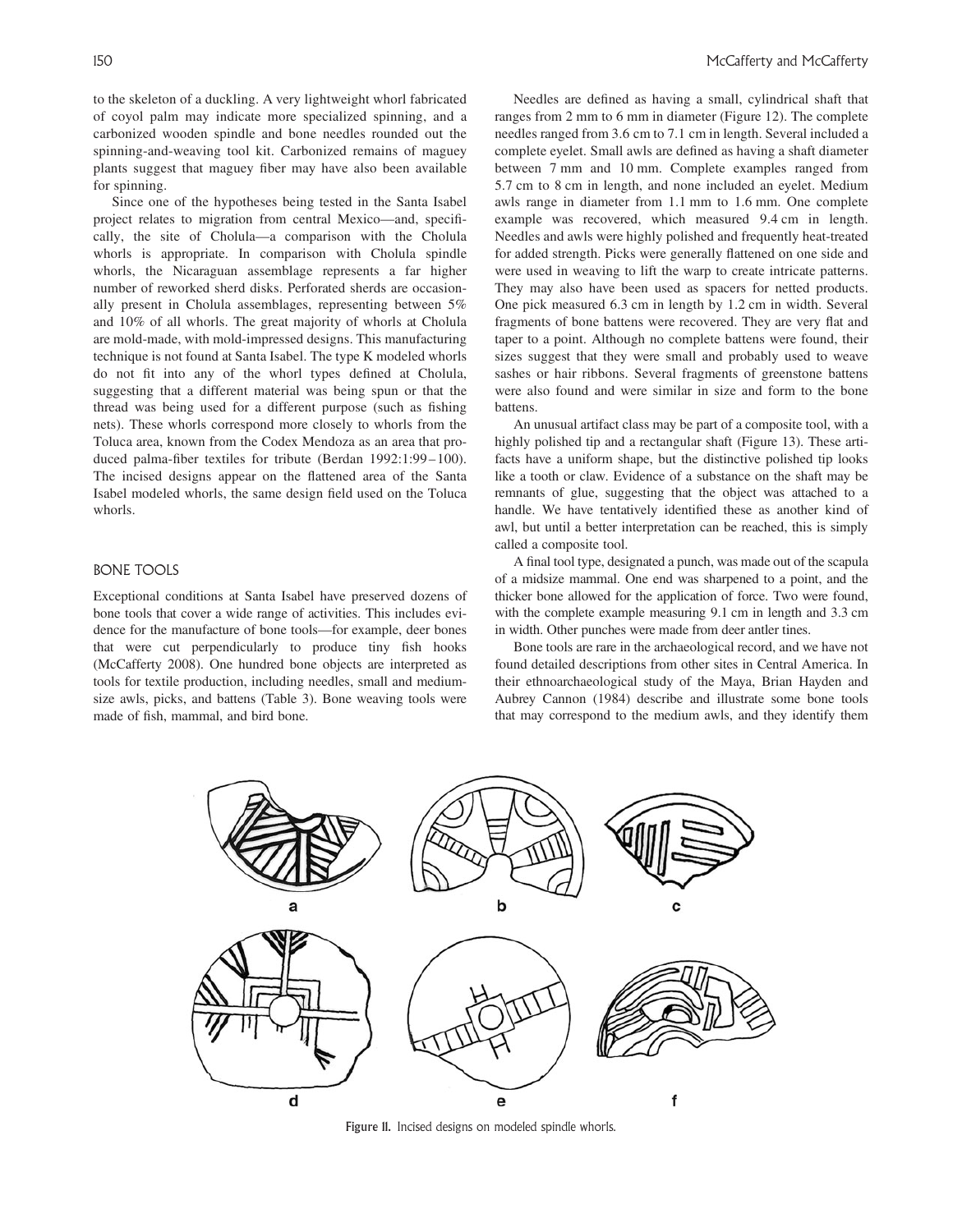to the skeleton of a duckling. A very lightweight whorl fabricated of coyol palm may indicate more specialized spinning, and a carbonized wooden spindle and bone needles rounded out the spinning-and-weaving tool kit. Carbonized remains of maguey plants suggest that maguey fiber may have also been available for spinning.

Since one of the hypotheses being tested in the Santa Isabel project relates to migration from central Mexico—and, specifically, the site of Cholula—a comparison with the Cholula whorls is appropriate. In comparison with Cholula spindle whorls, the Nicaraguan assemblage represents a far higher number of reworked sherd disks. Perforated sherds are occasionally present in Cholula assemblages, representing between 5% and 10% of all whorls. The great majority of whorls at Cholula are mold-made, with mold-impressed designs. This manufacturing technique is not found at Santa Isabel. The type K modeled whorls do not fit into any of the whorl types defined at Cholula, suggesting that a different material was being spun or that the thread was being used for a different purpose (such as fishing nets). These whorls correspond more closely to whorls from the Toluca area, known from the Codex Mendoza as an area that produced palma-fiber textiles for tribute (Berdan 1992:1:99–100). The incised designs appear on the flattened area of the Santa Isabel modeled whorls, the same design field used on the Toluca whorls.

## BONE TOOLS

Exceptional conditions at Santa Isabel have preserved dozens of bone tools that cover a wide range of activities. This includes evidence for the manufacture of bone tools—for example, deer bones that were cut perpendicularly to produce tiny fish hooks (McCafferty 2008). One hundred bone objects are interpreted as tools for textile production, including needles, small and medium-size awls, picks, and battens (Table 3). Bone weaving tools were made of fish, mammal, and bird bone.

Needles are defined as having a small, cylindrical shaft that ranges from 2 mm to 6 mm in diameter (Figure 12). The complete needles ranged from 3.6 cm to 7.1 cm in length. Several included a complete eyelet. Small awls are defined as having a shaft diameter between 7 mm and 10 mm. Complete examples ranged from 5.7 cm to 8 cm in length, and none included an eyelet. Medium awls range in diameter from 1.1 mm to 1.6 mm. One complete example was recovered, which measured 9.4 cm in length. Needles and awls were highly polished and frequently heat-treated for added strength. Picks were generally flattened on one side and were used in weaving to lift the warp to create intricate patterns. They may also have been used as spacers for netted products. One pick measured 6.3 cm in length by 1.2 cm in width. Several fragments of bone battens were recovered. They are very flat and taper to a point. Although no complete battens were found, their sizes suggest that they were small and probably used to weave sashes or hair ribbons. Several fragments of greenstone battens were also found and were similar in size and form to the bone battens.

An unusual artifact class may be part of a composite tool, with a highly polished tip and a rectangular shaft (Figure 13). These artifacts have a uniform shape, but the distinctive polished tip looks like a tooth or claw. Evidence of a substance on the shaft may be remnants of glue, suggesting that the object was attached to a handle. We have tentatively identified these as another kind of awl, but until a better interpretation can be reached, this is simply called a composite tool.

A final tool type, designated a punch, was made out of the scapula of a midsize mammal. One end was sharpened to a point, and the thicker bone allowed for the application of force. Two were found, with the complete example measuring 9.1 cm in length and 3.3 cm in width. Other punches were made from deer antler tines.

Bone tools are rare in the archaeological record, and we have not found detailed descriptions from other sites in Central America. In their ethnoarchaeological study of the Maya, Brian Hayden and Aubrey Cannon (1984) describe and illustrate some bone tools that may correspond to the medium awls, and they identify them

Figure 11. Incised designs on modeled spindle whorls.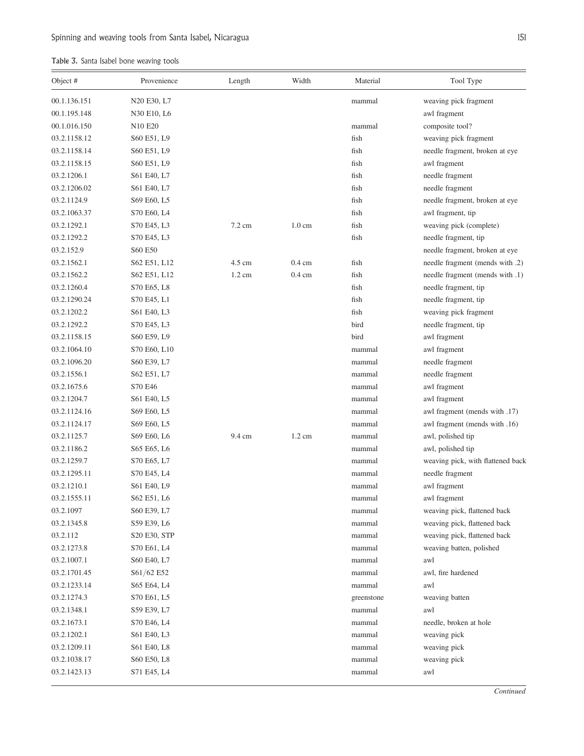**Table 3.** Santa Isabel bone weaving tools

| Object # | Provenience | Length | Width | Material | Tool Type |
|---|---|---|---|---|---|
| 00.1.136.151 | N20 E30, L7 | | | mammal | weaving pick fragment |
| 00.1.195.148 | N30 E10, L6 | | | | awl fragment |
| 00.1.016.150 | N10 E20 | | | mammal | composite tool? |
| 03.2.1158.12 | S60 E51, L9 | | | fish | weaving pick fragment |
| 03.2.1158.14 | S60 E51, L9 | | | fish | needle fragment, broken at eye |
| 03.2.1158.15 | S60 E51, L9 | | | fish | awl fragment |
| 03.2.1206.1 | S61 E40, L7 | | | fish | needle fragment |
| 03.2.1206.02 | S61 E40, L7 | | | fish | needle fragment |
| 03.2.1124.9 | S69 E60, L5 | | | fish | needle fragment, broken at eye |
| 03.2.1063.37 | S70 E60, L4 | | | fish | awl fragment, tip |
| 03.2.1292.1 | S70 E45, L3 | 7.2 cm | 1.0 cm | fish | weaving pick (complete) |
| 03.2.1292.2 | S70 E45, L3 | | | fish | needle fragment, tip |
| 03.2.152.9 | S60 E50 | | | | needle fragment, broken at eye |
| 03.2.1562.1 | S62 E51, L12 | 4.5 cm | 0.4 cm | fish | needle fragment (mends with .2) |
| 03.2.1562.2 | S62 E51, L12 | 1.2 cm | 0.4 cm | fish | needle fragment (mends with .1) |
| 03.2.1260.4 | S70 E65, L8 | | | fish | needle fragment, tip |
| 03.2.1290.24 | S70 E45, L1 | | | fish | needle fragment, tip |
| 03.2.1202.2 | S61 E40, L3 | | | fish | weaving pick fragment |
| 03.2.1292.2 | S70 E45, L3 | | | bird | needle fragment, tip |
| 03.2.1158.15 | S60 E59, L9 | | | bird | awl fragment |
| 03.2.1064.10 | S70 E60, L10 | | | mammal | awl fragment |
| 03.2.1096.20 | S60 E39, L7 | | | mammal | needle fragment |
| 03.2.1556.1 | S62 E51, L7 | | | mammal | needle fragment |
| 03.2.1675.6 | S70 E46 | | | mammal | awl fragment |
| 03.2.1204.7 | S61 E40, L5 | | | mammal | awl fragment |
| 03.2.1124.16 | S69 E60, L5 | | | mammal | awl fragment (mends with .17) |
| 03.2.1124.17 | S69 E60, L5 | | | mammal | awl fragment (mends with .16) |
| 03.2.1125.7 | S69 E60, L6 | 9.4 cm | 1.2 cm | mammal | awl, polished tip |
| 03.2.1186.2 | S65 E65, L6 | | | mammal | awl, polished tip |
| 03.2.1259.7 | S70 E65, L7 | | | mammal | weaving pick, with flattened back |
| 03.2.1295.11 | S70 E45, L4 | | | mammal | needle fragment |
| 03.2.1210.1 | S61 E40, L9 | | | mammal | awl fragment |
| 03.2.1555.11 | S62 E51, L6 | | | mammal | awl fragment |
| 03.2.1097 | S60 E39, L7 | | | mammal | weaving pick, flattened back |
| 03.2.1345.8 | S59 E39, L6 | | | mammal | weaving pick, flattened back |
| 03.2.112 | S20 E30, STP | | | mammal | weaving pick, flattened back |
| 03.2.1273.8 | S70 E61, L4 | | | mammal | weaving batten, polished |
| 03.2.1007.1 | S60 E40, L7 | | | mammal | awl |
| 03.2.1701.45 | S61/62 E52 | | | mammal | awl, fire hardened |
| 03.2.1233.14 | S65 E64, L4 | | | mammal | awl |
| 03.2.1274.3 | S70 E61, L5 | | | greenstone | weaving batten |
| 03.2.1348.1 | S59 E39, L7 | | | mammal | awl |
| 03.2.1673.1 | S70 E46, L4 | | | mammal | needle, broken at hole |
| 03.2.1202.1 | S61 E40, L3 | | | mammal | weaving pick |
| 03.2.1209.11 | S61 E40, L8 | | | mammal | weaving pick |
| 03.2.1038.17 | S60 E50, L8 | | | mammal | weaving pick |
| 03.2.1423.13 | S71 E45, L4 | | | mammal | awl |

*Continued*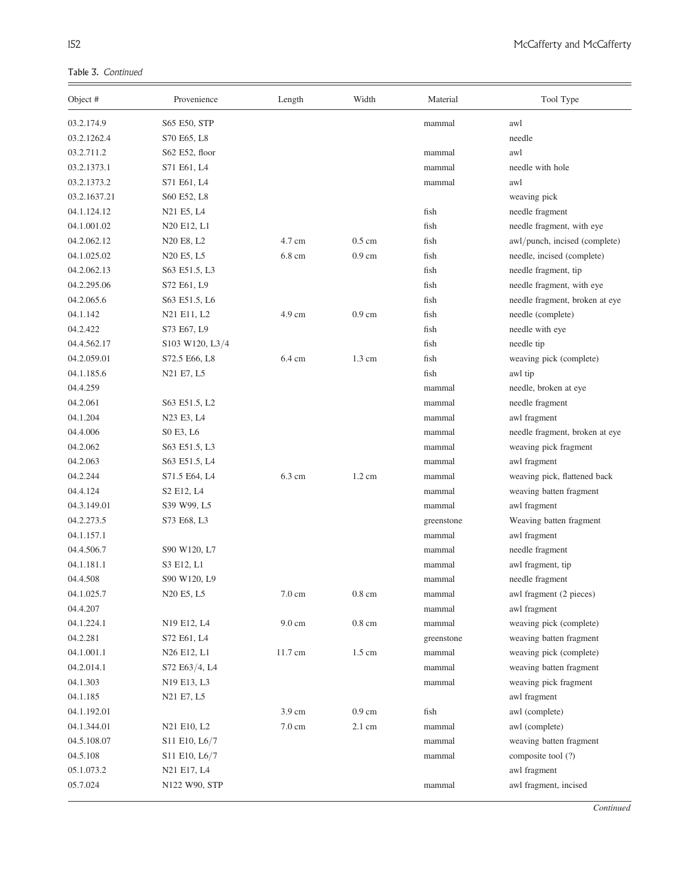Table 3. *Continued*

| Object # | Provenience | Length | Width | Material | Tool Type |
|---|---|---|---|---|---|
| 03.2.174.9 | S65 E50, STP | | | mammal | awl |
| 03.2.1262.4 | S70 E65, L8 | | | | needle |
| 03.2.711.2 | S62 E52, floor | | | mammal | awl |
| 03.2.1373.1 | S71 E61, L4 | | | mammal | needle with hole |
| 03.2.1373.2 | S71 E61, L4 | | | mammal | awl |
| 03.2.1637.21 | S60 E52, L8 | | | | weaving pick |
| 04.1.124.12 | N21 E5, L4 | | | fish | needle fragment |
| 04.1.001.02 | N20 E12, L1 | | | fish | needle fragment, with eye |
| 04.2.062.12 | N20 E8, L2 | 4.7 cm | 0.5 cm | fish | awl/punch, incised (complete) |
| 04.1.025.02 | N20 E5, L5 | 6.8 cm | 0.9 cm | fish | needle, incised (complete) |
| 04.2.062.13 | S63 E51.5, L3 | | | fish | needle fragment, tip |
| 04.2.295.06 | S72 E61, L9 | | | fish | needle fragment, with eye |
| 04.2.065.6 | S63 E51.5, L6 | | | fish | needle fragment, broken at eye |
| 04.1.142 | N21 E11, L2 | 4.9 cm | 0.9 cm | fish | needle (complete) |
| 04.2.422 | S73 E67, L9 | | | fish | needle with eye |
| 04.4.562.17 | S103 W120, L3/4 | | | fish | needle tip |
| 04.2.059.01 | S72.5 E66, L8 | 6.4 cm | 1.3 cm | fish | weaving pick (complete) |
| 04.1.185.6 | N21 E7, L5 | | | fish | awl tip |
| 04.4.259 | | | | mammal | needle, broken at eye |
| 04.2.061 | S63 E51.5, L2 | | | mammal | needle fragment |
| 04.1.204 | N23 E3, L4 | | | mammal | awl fragment |
| 04.4.006 | S0 E3, L6 | | | mammal | needle fragment, broken at eye |
| 04.2.062 | S63 E51.5, L3 | | | mammal | weaving pick fragment |
| 04.2.063 | S63 E51.5, L4 | | | mammal | awl fragment |
| 04.2.244 | S71.5 E64, L4 | 6.3 cm | 1.2 cm | mammal | weaving pick, flattened back |
| 04.4.124 | S2 E12, L4 | | | mammal | weaving batten fragment |
| 04.3.149.01 | S39 W99, L5 | | | mammal | awl fragment |
| 04.2.273.5 | S73 E68, L3 | | | greenstone | Weaving batten fragment |
| 04.1.157.1 | | | | mammal | awl fragment |
| 04.4.506.7 | S90 W120, L7 | | | mammal | needle fragment |
| 04.1.181.1 | S3 E12, L1 | | | mammal | awl fragment, tip |
| 04.4.508 | S90 W120, L9 | | | mammal | needle fragment |
| 04.1.025.7 | N20 E5, L5 | 7.0 cm | 0.8 cm | mammal | awl fragment (2 pieces) |
| 04.4.207 | | | | mammal | awl fragment |
| 04.1.224.1 | N19 E12, L4 | 9.0 cm | 0.8 cm | mammal | weaving pick (complete) |
| 04.2.281 | S72 E61, L4 | | | greenstone | weaving batten fragment |
| 04.1.001.1 | N26 E12, L1 | 11.7 cm | 1.5 cm | mammal | weaving pick (complete) |
| 04.2.014.1 | S72 E63/4, L4 | | | mammal | weaving batten fragment |
| 04.1.303 | N19 E13, L3 | | | mammal | weaving pick fragment |
| 04.1.185 | N21 E7, L5 | | | | awl fragment |
| 04.1.192.01 | | 3.9 cm | 0.9 cm | fish | awl (complete) |
| 04.1.344.01 | N21 E10, L2 | 7.0 cm | 2.1 cm | mammal | awl (complete) |
| 04.5.108.07 | S11 E10, L6/7 | | | mammal | weaving batten fragment |
| 04.5.108 | S11 E10, L6/7 | | | mammal | composite tool (?) |
| 05.1.073.2 | N21 E17, L4 | | | | awl fragment |
| 05.7.024 | N122 W90, STP | | | mammal | awl fragment, incised |

*Continued*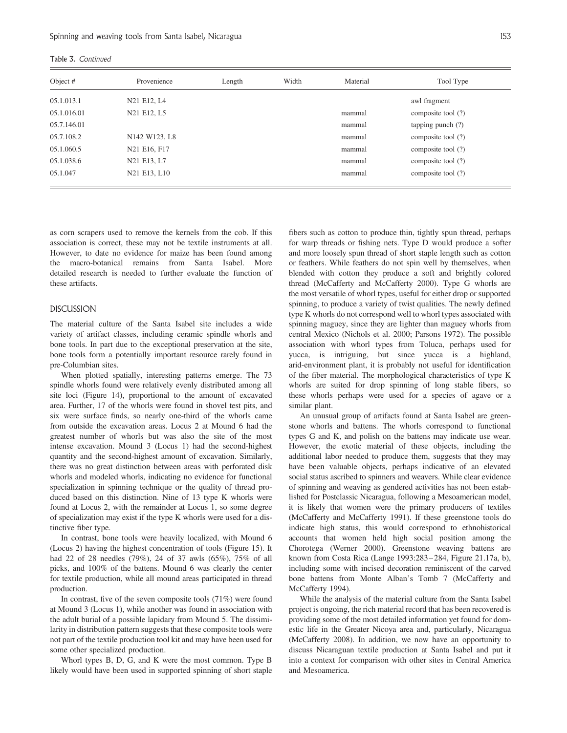Table 3. *Continued*

| Object # | Provenience | Length | Width | Material | Tool Type |
|---|---|---|---|---|---|
| 05.1.013.1 | N21 E12, L4 | | | | awl fragment |
| 05.1.016.01 | N21 E12, L5 | | | mammal | composite tool (?) |
| 05.7.146.01 | | | | mammal | tapping punch (?) |
| 05.7.108.2 | N142 W123, L8 | | | mammal | composite tool (?) |
| 05.1.060.5 | N21 E16, F17 | | | mammal | composite tool (?) |
| 05.1.038.6 | N21 E13, L7 | | | mammal | composite tool (?) |
| 05.1.047 | N21 E13, L10 | | | mammal | composite tool (?) |

as corn scrapers used to remove the kernels from the cob. If this association is correct, these may not be textile instruments at all. However, to date no evidence for maize has been found among the macro-botanical remains from Santa Isabel. More detailed research is needed to further evaluate the function of these artifacts.

## DISCUSSION

The material culture of the Santa Isabel site includes a wide variety of artifact classes, including ceramic spindle whorls and bone tools. In part due to the exceptional preservation at the site, bone tools form a potentially important resource rarely found in pre-Columbian sites.

When plotted spatially, interesting patterns emerge. The 73 spindle whorls found were relatively evenly distributed among all site loci (Figure 14), proportional to the amount of excavated area. Further, 17 of the whorls were found in shovel test pits, and six were surface finds, so nearly one-third of the whorls came from outside the excavation areas. Locus 2 at Mound 6 had the greatest number of whorls but was also the site of the most intense excavation. Mound 3 (Locus 1) had the second-highest quantity and the second-highest amount of excavation. Similarly, there was no great distinction between areas with perforated disk whorls and modeled whorls, indicating no evidence for functional specialization in spinning technique or the quality of thread produced based on this distinction. Nine of 13 type K whorls were found at Locus 2, with the remainder at Locus 1, so some degree of specialization may exist if the type K whorls were used for a distinctive fiber type.

In contrast, bone tools were heavily localized, with Mound 6 (Locus 2) having the highest concentration of tools (Figure 15). It had 22 of 28 needles (79%), 24 of 37 awls (65%), 75% of all picks, and 100% of the battens. Mound 6 was clearly the center for textile production, while all mound areas participated in thread production.

In contrast, five of the seven composite tools (71%) were found at Mound 3 (Locus 1), while another was found in association with the adult burial of a possible lapidary from Mound 5. The dissimilarity in distribution pattern suggests that these composite tools were not part of the textile production tool kit and may have been used for some other specialized production.

Whorl types B, D, G, and K were the most common. Type B likely would have been used in supported spinning of short staple fibers such as cotton to produce thin, tightly spun thread, perhaps for warp threads or fishing nets. Type D would produce a softer and more loosely spun thread of short staple length such as cotton or feathers. While feathers do not spin well by themselves, when blended with cotton they produce a soft and brightly colored thread (McCafferty and McCafferty 2000). Type G whorls are the most versatile of whorl types, useful for either drop or supported spinning, to produce a variety of twist qualities. The newly defined type K whorls do not correspond well to whorl types associated with spinning maguey, since they are lighter than maguey whorls from central Mexico (Nichols et al. 2000; Parsons 1972). The possible association with whorl types from Toluca, perhaps used for yucca, is intriguing, but since yucca is a highland, arid-environment plant, it is probably not useful for identification of the fiber material. The morphological characteristics of type K whorls are suited for drop spinning of long stable fibers, so these whorls perhaps were used for a species of agave or a similar plant.

An unusual group of artifacts found at Santa Isabel are greenstone whorls and battens. The whorls correspond to functional types G and K, and polish on the battens may indicate use wear. However, the exotic material of these objects, including the additional labor needed to produce them, suggests that they may have been valuable objects, perhaps indicative of an elevated social status ascribed to spinners and weavers. While clear evidence of spinning and weaving as gendered activities has not been established for Postclassic Nicaragua, following a Mesoamerican model, it is likely that women were the primary producers of textiles (McCafferty and McCafferty 1991). If these greenstone tools do indicate high status, this would correspond to ethnohistorical accounts that women held high social position among the Chorotega (Werner 2000). Greenstone weaving battens are known from Costa Rica (Lange 1993:283–284, Figure 21.17a, b), including some with incised decoration reminiscent of the carved bone battens from Monte Alban's Tomb 7 (McCafferty and McCafferty 1994).

While the analysis of the material culture from the Santa Isabel project is ongoing, the rich material record that has been recovered is providing some of the most detailed information yet found for domestic life in the Greater Nicoya area and, particularly, Nicaragua (McCafferty 2008). In addition, we now have an opportunity to discuss Nicaraguan textile production at Santa Isabel and put it into a context for comparison with other sites in Central America and Mesoamerica.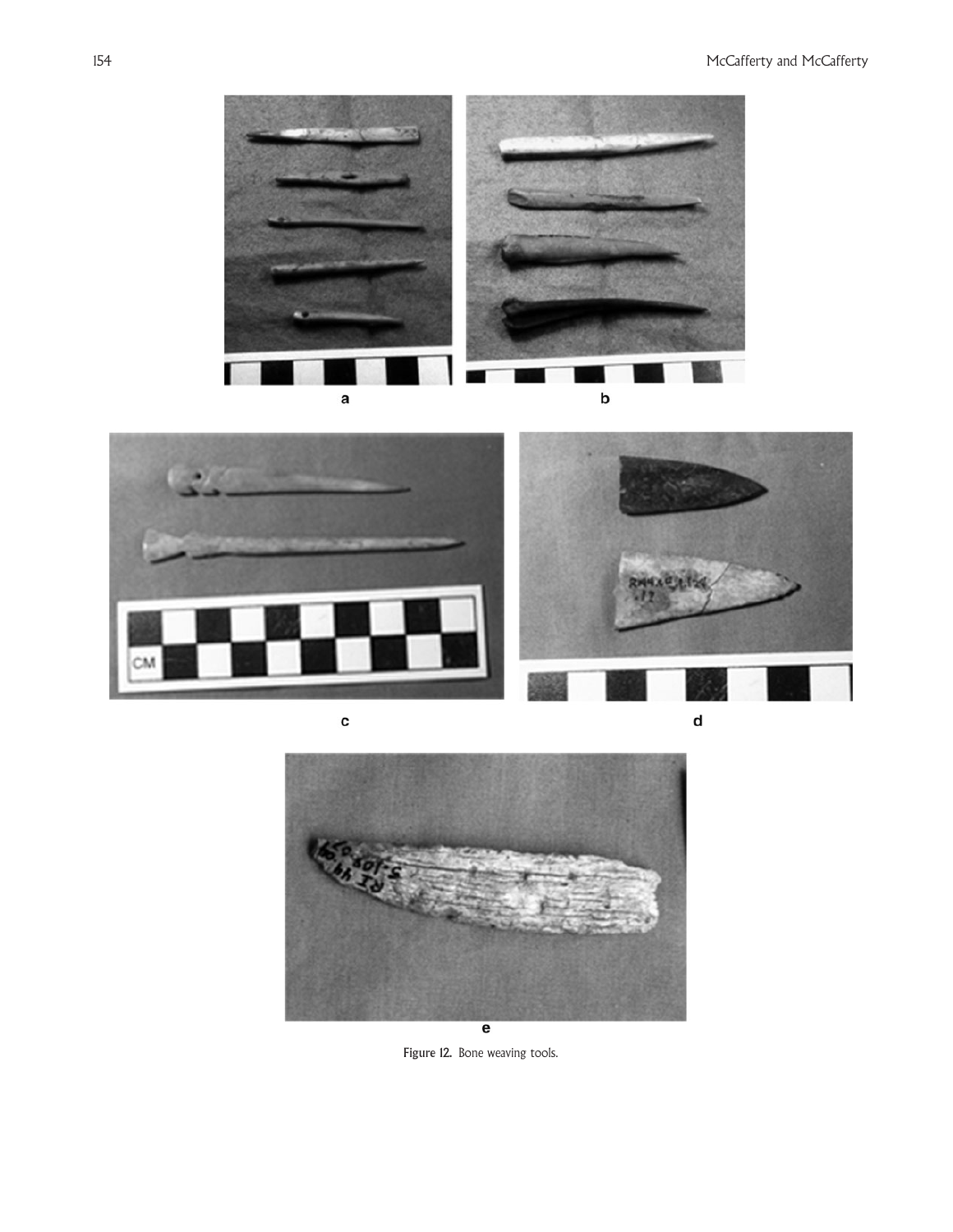Figure 12. Bone weaving tools.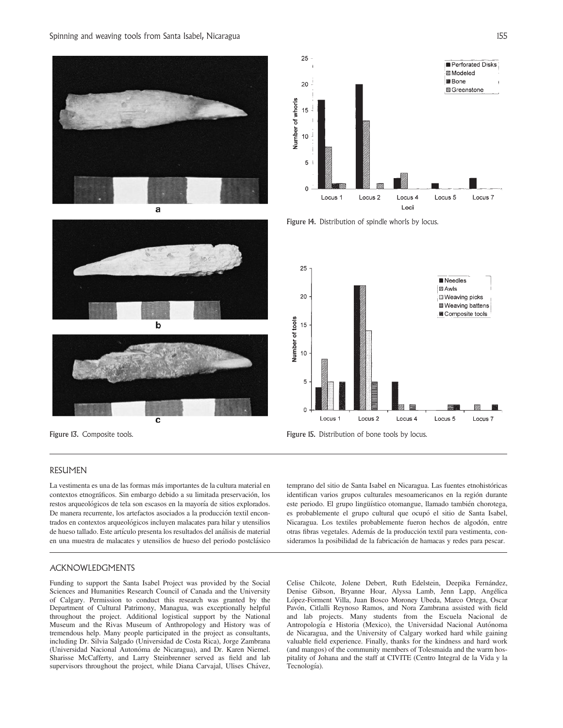Figure 13. Composite tools.

Figure 14. Distribution of spindle whorls by locus.

Figure 15. Distribution of bone tools by locus.

## RESUMEN

La vestimenta es una de las formas más importantes de la cultura material en contextos etnográficos. Sin embargo debido a su limitada preservación, los restos arqueológicos de tela son escasos en la mayoría de sitios explorados. De manera recurrente, los artefactos asociados a la producción textil encontrados en contextos arqueológicos incluyen malacates para hilar y utensilios de hueso tallado. Este artículo presenta los resultados del análisis de material en una muestra de malacates y utensilios de hueso del periodo postclásico temprano del sitio de Santa Isabel en Nicaragua. Las fuentes etnohistóricas identifican varios grupos culturales mesoamericanos en la región durante este periodo. El grupo lingüístico otomangue, llamado también chorotega, es probablemente el grupo cultural que ocupó el sitio de Santa Isabel, Nicaragua. Los textiles probablemente fueron hechos de algodón, entre otras fibras vegetales. Además de la producción textil para vestimenta, consideramos la posibilidad de la fabricación de hamacas y redes para pescar.

## ACKNOWLEDGMENTS

Funding to support the Santa Isabel Project was provided by the Social Sciences and Humanities Research Council of Canada and the University of Calgary. Permission to conduct this research was granted by the Department of Cultural Patrimony, Managua, was exceptionally helpful throughout the project. Additional logistical support by the National Museum and the Rivas Museum of Anthropology and History was of tremendous help. Many people participated in the project as consultants, including Dr. Silvia Salgado (Universidad de Costa Rica), Jorge Zambrana (Universidad Nacional Autónoma de Nicaragua), and Dr. Karen Niemel. Sharisse McCafferty, and Larry Steinbrenner served as field and lab supervisors throughout the project, while Diana Carvajal, Ulises Chávez, Celise Chilcote, Jolene Debert, Ruth Edelstein, Deepika Fernández, Denise Gibson, Bryanne Hoar, Alyssa Lamb, Jenn Lapp, Angélica López-Forment Villa, Juan Bosco Moroney Ubeda, Marco Ortega, Oscar Pavón, Citlalli Reynoso Ramos, and Nora Zambrana assisted with field and lab projects. Many students from the Escuela Nacional de Antropología e Historia (Mexico), the Universidad Nacional Autónoma de Nicaragua, and the University of Calgary worked hard while gaining valuable field experience. Finally, thanks for the kindness and hard work (and mangos) of the community members of Tolesmaida and the warm hospitality of Johana and the staff at CIVITE (Centro Integral de la Vida y la Tecnología).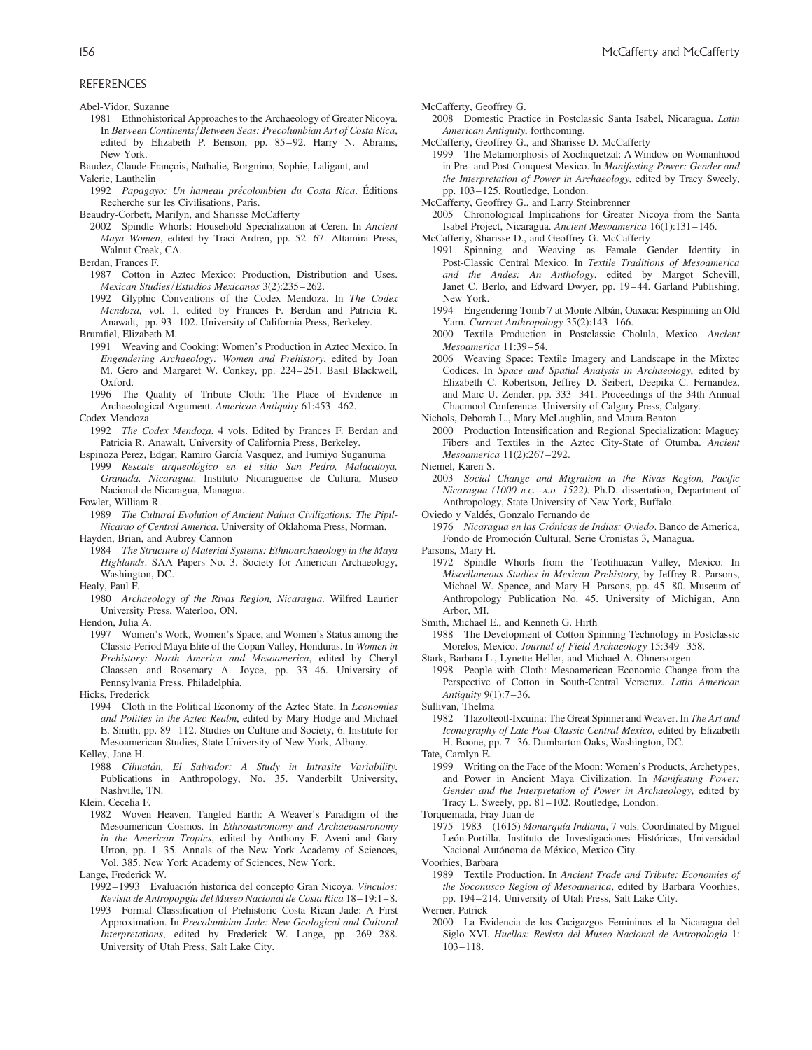## REFERENCES

Abel-Vidor, Suzanne

1981 Ethnohistorical Approaches to the Archaeology of Greater Nicoya. In *Between Continents/Between Seas: Precolumbian Art of Costa Rica*, edited by Elizabeth P. Benson, pp. 85–92. Harry N. Abrams, New York.

Baudez, Claude-François, Nathalie, Borgnino, Sophie, Laligant, and Valerie, Lauthelin

1992 *Papagayo: Un hameau précolombien du Costa Rica*. Éditions Recherche sur les Civilisations, Paris.

Beaudry-Corbett, Marilyn, and Sharisse McCafferty

2002 Spindle Whorls: Household Specialization at Ceren. In *Ancient Maya Women*, edited by Traci Ardren, pp. 52–67. Altamira Press, Walnut Creek, CA.

Berdan, Frances F.

1987 Cotton in Aztec Mexico: Production, Distribution and Uses. *Mexican Studies/Estudios Mexicanos* 3(2):235–262.

1992 Glyphic Conventions of the Codex Mendoza. In *The Codex Mendoza*, vol. 1, edited by Frances F. Berdan and Patricia R. Anawalt, pp. 93–102. University of California Press, Berkeley.

Brumfiel, Elizabeth M.

1991 Weaving and Cooking: Women's Production in Aztec Mexico. In *Engendering Archaeology: Women and Prehistory*, edited by Joan M. Gero and Margaret W. Conkey, pp. 224–251. Basil Blackwell, Oxford.

1996 The Quality of Tribute Cloth: The Place of Evidence in Archaeological Argument. *American Antiquity* 61:453–462.

Codex Mendoza

1992 *The Codex Mendoza*, 4 vols. Edited by Frances F. Berdan and Patricia R. Anawalt, University of California Press, Berkeley.

Espinoza Perez, Edgar, Ramiro García Vasquez, and Fumiyo Suganuma

1999 *Rescate arqueológico en el sitio San Pedro, Malacatoya, Granada, Nicaragua*. Instituto Nicaraguense de Cultura, Museo Nacional de Nicaragua, Managua.

Fowler, William R.

1989 *The Cultural Evolution of Ancient Nahua Civilizations: The Pipil-Nicarao of Central America*. University of Oklahoma Press, Norman.

Hayden, Brian, and Aubrey Cannon

1984 *The Structure of Material Systems: Ethnoarchaeology in the Maya Highlands*. SAA Papers No. 3. Society for American Archaeology, Washington, DC.

Healy, Paul F.

1980 *Archaeology of the Rivas Region, Nicaragua*. Wilfred Laurier University Press, Waterloo, ON.

Hendon, Julia A.

1997 Women's Work, Women's Space, and Women's Status among the Classic-Period Maya Elite of the Copan Valley, Honduras. In *Women in Prehistory: North America and Mesoamerica*, edited by Cheryl Claassen and Rosemary A. Joyce, pp. 33–46. University of Pennsylvania Press, Philadelphia.

Hicks, Frederick

1994 Cloth in the Political Economy of the Aztec State. In *Economies and Polities in the Aztec Realm*, edited by Mary Hodge and Michael E. Smith, pp. 89–112. Studies on Culture and Society, 6. Institute for Mesoamerican Studies, State University of New York, Albany.

Kelley, Jane H.

1988 *Cihuatán, El Salvador: A Study in Intrasite Variability*. Publications in Anthropology, No. 35. Vanderbilt University, Nashville, TN.

Klein, Cecelia F.

1982 Woven Heaven, Tangled Earth: A Weaver's Paradigm of the Mesoamerican Cosmos. In *Ethnoastronomy and Archaeoastronomy in the American Tropics*, edited by Anthony F. Aveni and Gary Urton, pp. 1–35. Annals of the New York Academy of Sciences, Vol. 385. New York Academy of Sciences, New York.

Lange, Frederick W.

1992–1993 Evaluación historica del concepto Gran Nicoya. *Vinculos: Revista de Antropopgía del Museo Nacional de Costa Rica* 18–19:1–8.

1993 Formal Classification of Prehistoric Costa Rican Jade: A First Approximation. In *Precolumbian Jade: New Geological and Cultural Interpretations*, edited by Frederick W. Lange, pp. 269–288. University of Utah Press, Salt Lake City.

McCafferty, Geoffrey G.

2008 Domestic Practice in Postclassic Santa Isabel, Nicaragua. *Latin American Antiquity*, forthcoming.

McCafferty, Geoffrey G., and Sharisse D. McCafferty

1999 The Metamorphosis of Xochiquetzal: A Window on Womanhood in Pre- and Post-Conquest Mexico. In *Manifesting Power: Gender and the Interpretation of Power in Archaeology*, edited by Tracy Sweely, pp. 103–125. Routledge, London.

McCafferty, Geoffrey G., and Larry Steinbrenner

2005 Chronological Implications for Greater Nicoya from the Santa Isabel Project, Nicaragua. *Ancient Mesoamerica* 16(1):131–146.

McCafferty, Sharisse D., and Geoffrey G. McCafferty

1991 Spinning and Weaving as Female Gender Identity in Post-Classic Central Mexico. In *Textile Traditions of Mesoamerica and the Andes: An Anthology*, edited by Margot Schevill, Janet C. Berlo, and Edward Dwyer, pp. 19–44. Garland Publishing, New York.

1994 Engendering Tomb 7 at Monte Albán, Oaxaca: Respinning an Old Yarn. *Current Anthropology* 35(2):143–166.

2000 Textile Production in Postclassic Cholula, Mexico. *Ancient Mesoamerica* 11:39–54.

2006 Weaving Space: Textile Imagery and Landscape in the Mixtec Codices. In *Space and Spatial Analysis in Archaeology*, edited by Elizabeth C. Robertson, Jeffrey D. Seibert, Deepika C. Fernandez, and Marc U. Zender, pp. 333–341. Proceedings of the 34th Annual Chacmool Conference. University of Calgary Press, Calgary.

Nichols, Deborah L., Mary McLaughlin, and Maura Benton

2000 Production Intensification and Regional Specialization: Maguey Fibers and Textiles in the Aztec City-State of Otumba. *Ancient Mesoamerica* 11(2):267–292.

Niemel, Karen S.

2003 *Social Change and Migration in the Rivas Region, Pacific Nicaragua (1000 B.C.–A.D. 1522)*. Ph.D. dissertation, Department of Anthropology, State University of New York, Buffalo.

Oviedo y Valdés, Gonzalo Fernando de

1976 *Nicaragua en las Crónicas de Indias: Oviedo*. Banco de America, Fondo de Promoción Cultural, Serie Cronistas 3, Managua.

Parsons, Mary H.

1972 Spindle Whorls from the Teotihuacan Valley, Mexico. In *Miscellaneous Studies in Mexican Prehistory*, by Jeffrey R. Parsons, Michael W. Spence, and Mary H. Parsons, pp. 45–80. Museum of Anthropology Publication No. 45. University of Michigan, Ann Arbor, MI.

Smith, Michael E., and Kenneth G. Hirth

1988 The Development of Cotton Spinning Technology in Postclassic Morelos, Mexico. *Journal of Field Archaeology* 15:349–358.

Stark, Barbara L., Lynette Heller, and Michael A. Ohnersorgen

1998 People with Cloth: Mesoamerican Economic Change from the Perspective of Cotton in South-Central Veracruz. *Latin American Antiquity* 9(1):7–36.

Sullivan, Thelma

1982 Tlazolteotl-Ixcuina: The Great Spinner and Weaver. In *The Art and Iconography of Late Post-Classic Central Mexico*, edited by Elizabeth H. Boone, pp. 7–36. Dumbarton Oaks, Washington, DC.

Tate, Carolyn E.

1999 Writing on the Face of the Moon: Women's Products, Archetypes, and Power in Ancient Maya Civilization. In *Manifesting Power: Gender and the Interpretation of Power in Archaeology*, edited by Tracy L. Sweely, pp. 81–102. Routledge, London.

Torquemada, Fray Juan de

1975–1983 (1615) *Monarquía Indiana*, 7 vols. Coordinated by Miguel León-Portilla. Instituto de Investigaciones Históricas, Universidad Nacional Autónoma de México, Mexico City.

Voorhies, Barbara

1989 Textile Production. In *Ancient Trade and Tribute: Economies of the Soconusco Region of Mesoamerica*, edited by Barbara Voorhies, pp. 194–214. University of Utah Press, Salt Lake City.

Werner, Patrick

2000 La Evidencia de los Cacigazgos Femininos el la Nicaragua del Siglo XVI. *Huellas: Revista del Museo Nacional de Antropologia* 1: 103–118.